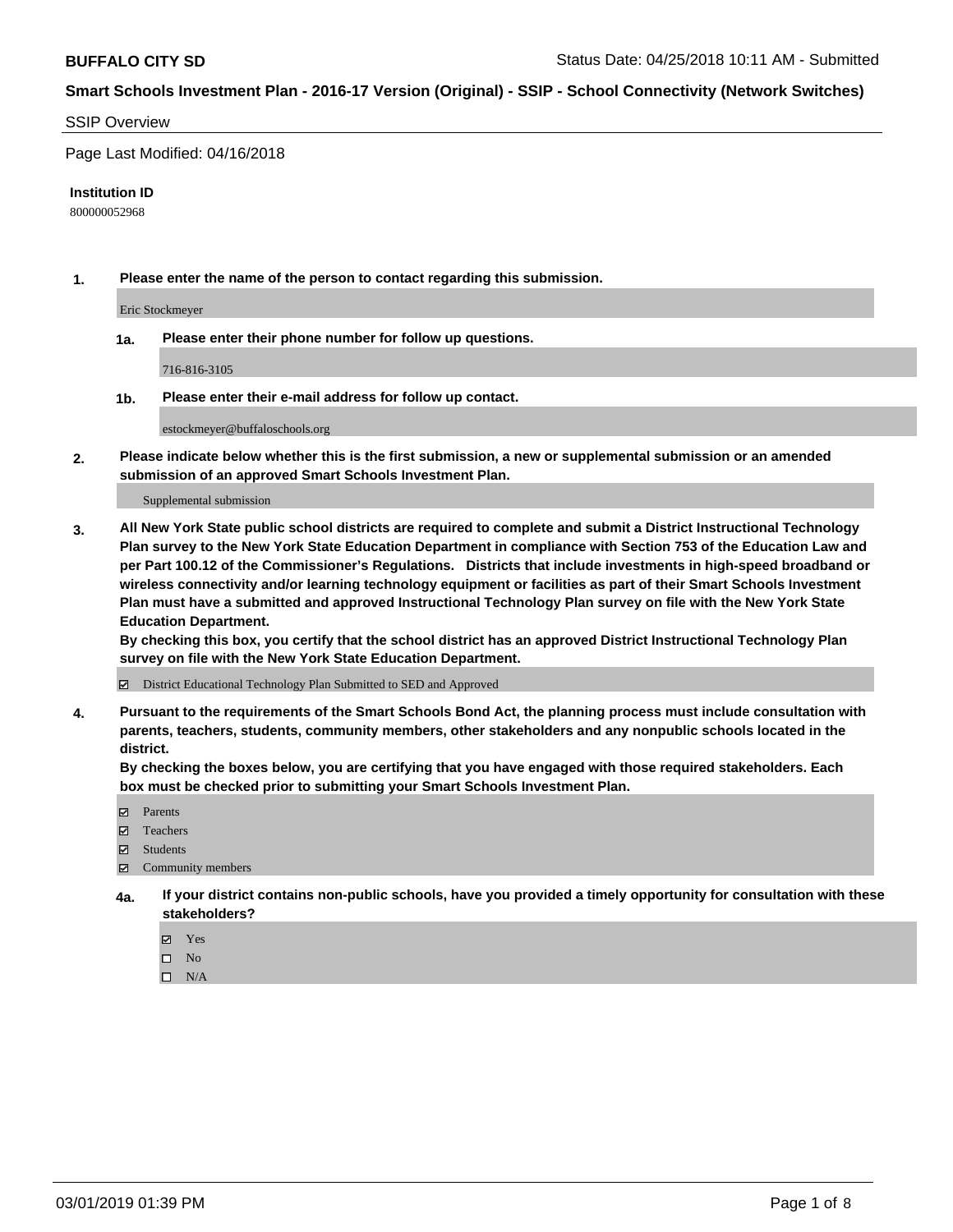**BUFFALO CITY SD** Status Date: 04/25/2018 10:11 AM - Submitted

**Smart Schools Investment Plan - 2016-17 Version (Original) - SSIP - School Connectivity (Network Switches)**

SSIP Overview

Page Last Modified: 04/16/2018

**Institution ID**

800000052968

**1. Please enter the name of the person to contact regarding this submission.**

Eric Stockmeyer

**1a. Please enter their phone number for follow up questions.**

716-816-3105

**1b. Please enter their e-mail address for follow up contact.**

estockmeyer@buffaloschools.org

**2. Please indicate below whether this is the first submission, a new or supplemental submission or an amended submission of an approved Smart Schools Investment Plan.**

Supplemental submission

**3. All New York State public school districts are required to complete and submit a District Instructional Technology Plan survey to the New York State Education Department in compliance with Section 753 of the Education Law and per Part 100.12 of the Commissioner's Regulations. Districts that include investments in high-speed broadband or wireless connectivity and/or learning technology equipment or facilities as part of their Smart Schools Investment Plan must have a submitted and approved Instructional Technology Plan survey on file with the New York State Education Department.**
**By checking this box, you certify that the school district has an approved District Instructional Technology Plan survey on file with the New York State Education Department.**

☑ District Educational Technology Plan Submitted to SED and Approved

**4. Pursuant to the requirements of the Smart Schools Bond Act, the planning process must include consultation with parents, teachers, students, community members, other stakeholders and any nonpublic schools located in the district.**
**By checking the boxes below, you are certifying that you have engaged with those required stakeholders. Each box must be checked prior to submitting your Smart Schools Investment Plan.**

☑ Parents
☑ Teachers
☑ Students
☑ Community members

**4a. If your district contains non-public schools, have you provided a timely opportunity for consultation with these stakeholders?**

☑ Yes
☐ No
☐ N/A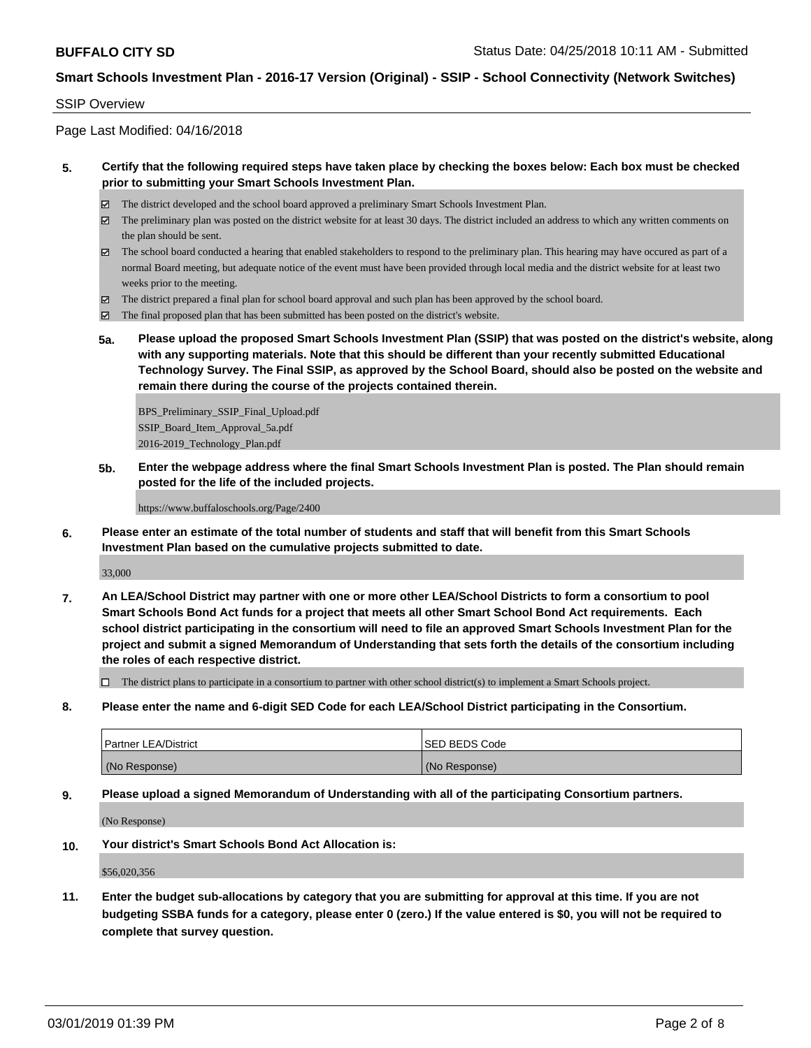SSIP Overview

Page Last Modified: 04/16/2018

**5. Certify that the following required steps have taken place by checking the boxes below: Each box must be checked prior to submitting your Smart Schools Investment Plan.**

- ☑ The district developed and the school board approved a preliminary Smart Schools Investment Plan.
- ☑ The preliminary plan was posted on the district website for at least 30 days. The district included an address to which any written comments on the plan should be sent.
- ☑ The school board conducted a hearing that enabled stakeholders to respond to the preliminary plan. This hearing may have occured as part of a normal Board meeting, but adequate notice of the event must have been provided through local media and the district website for at least two weeks prior to the meeting.
- ☑ The district prepared a final plan for school board approval and such plan has been approved by the school board.
- ☑ The final proposed plan that has been submitted has been posted on the district's website.

**5a. Please upload the proposed Smart Schools Investment Plan (SSIP) that was posted on the district's website, along with any supporting materials. Note that this should be different than your recently submitted Educational Technology Survey. The Final SSIP, as approved by the School Board, should also be posted on the website and remain there during the course of the projects contained therein.**

BPS_Preliminary_SSIP_Final_Upload.pdf
SSIP_Board_Item_Approval_5a.pdf
2016-2019_Technology_Plan.pdf

**5b. Enter the webpage address where the final Smart Schools Investment Plan is posted. The Plan should remain posted for the life of the included projects.**

https://www.buffaloschools.org/Page/2400

**6. Please enter an estimate of the total number of students and staff that will benefit from this Smart Schools Investment Plan based on the cumulative projects submitted to date.**

33,000

**7. An LEA/School District may partner with one or more other LEA/School Districts to form a consortium to pool Smart Schools Bond Act funds for a project that meets all other Smart School Bond Act requirements. Each school district participating in the consortium will need to file an approved Smart Schools Investment Plan for the project and submit a signed Memorandum of Understanding that sets forth the details of the consortium including the roles of each respective district.**

- ☐ The district plans to participate in a consortium to partner with other school district(s) to implement a Smart Schools project.

**8. Please enter the name and 6-digit SED Code for each LEA/School District participating in the Consortium.**

| Partner LEA/District | SED BEDS Code |
|---|---|
| (No Response) | (No Response) |

**9. Please upload a signed Memorandum of Understanding with all of the participating Consortium partners.**

(No Response)

**10. Your district's Smart Schools Bond Act Allocation is:**

$56,020,356

**11. Enter the budget sub-allocations by category that you are submitting for approval at this time. If you are not budgeting SSBA funds for a category, please enter 0 (zero.) If the value entered is $0, you will not be required to complete that survey question.**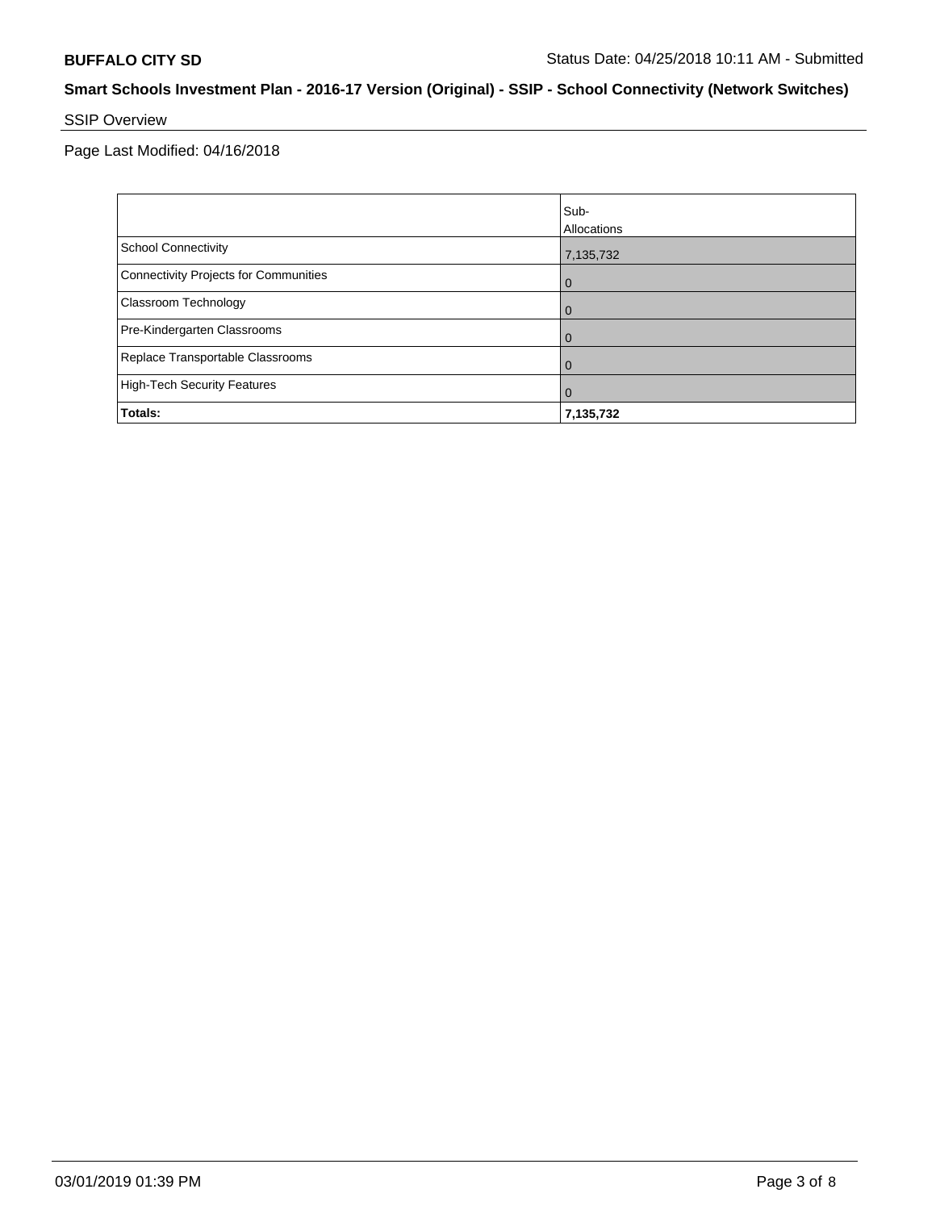## SSIP Overview

Page Last Modified: 04/16/2018

| | Sub-Allocations |
|---|---|
| School Connectivity | 7,135,732 |
| Connectivity Projects for Communities | 0 |
| Classroom Technology | 0 |
| Pre-Kindergarten Classrooms | 0 |
| Replace Transportable Classrooms | 0 |
| High-Tech Security Features | 0 |
| **Totals:** | **7,135,732** |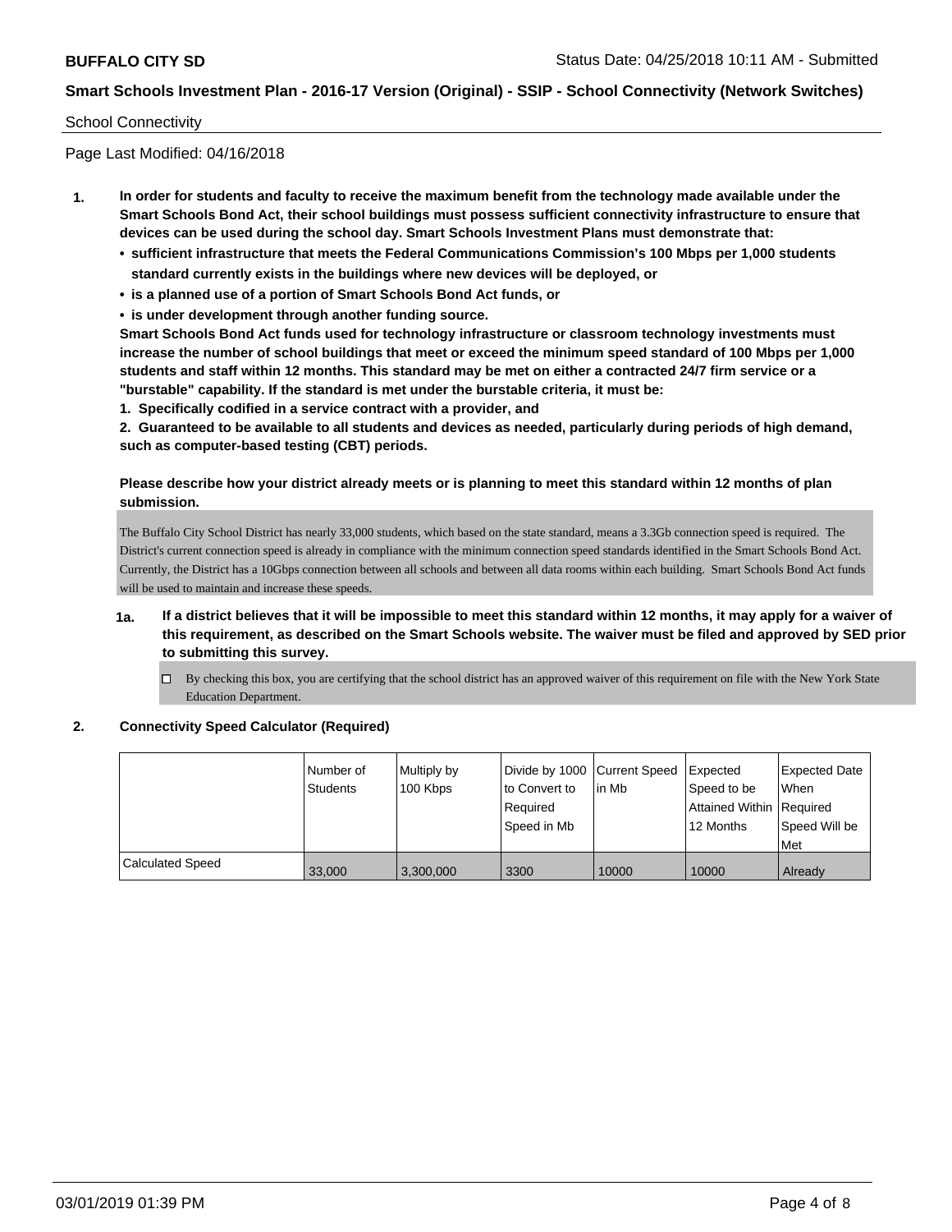School Connectivity

Page Last Modified: 04/16/2018

1. **In order for students and faculty to receive the maximum benefit from the technology made available under the Smart Schools Bond Act, their school buildings must possess sufficient connectivity infrastructure to ensure that devices can be used during the school day. Smart Schools Investment Plans must demonstrate that:**
   - **sufficient infrastructure that meets the Federal Communications Commission's 100 Mbps per 1,000 students standard currently exists in the buildings where new devices will be deployed, or**
   - **is a planned use of a portion of Smart Schools Bond Act funds, or**
   - **is under development through another funding source.**

   **Smart Schools Bond Act funds used for technology infrastructure or classroom technology investments must increase the number of school buildings that meet or exceed the minimum speed standard of 100 Mbps per 1,000 students and staff within 12 months. This standard may be met on either a contracted 24/7 firm service or a "burstable" capability. If the standard is met under the burstable criteria, it must be:**

   **1. Specifically codified in a service contract with a provider, and**

   **2. Guaranteed to be available to all students and devices as needed, particularly during periods of high demand, such as computer-based testing (CBT) periods.**

   **Please describe how your district already meets or is planning to meet this standard within 12 months of plan submission.**

   The Buffalo City School District has nearly 33,000 students, which based on the state standard, means a 3.3Gb connection speed is required. The District's current connection speed is already in compliance with the minimum connection speed standards identified in the Smart Schools Bond Act. Currently, the District has a 10Gbps connection between all schools and between all data rooms within each building. Smart Schools Bond Act funds will be used to maintain and increase these speeds.

   **1a. If a district believes that it will be impossible to meet this standard within 12 months, it may apply for a waiver of this requirement, as described on the Smart Schools website. The waiver must be filed and approved by SED prior to submitting this survey.**

   ☐ By checking this box, you are certifying that the school district has an approved waiver of this requirement on file with the New York State Education Department.

2. **Connectivity Speed Calculator (Required)**

| | Number of Students | Multiply by 100 Kbps | Divide by 1000 to Convert to Required Speed in Mb | Current Speed in Mb | Expected Speed to be Attained Within 12 Months | Expected Date When Required Speed Will be Met |
|---|---|---|---|---|---|---|
| Calculated Speed | 33,000 | 3,300,000 | 3300 | 10000 | 10000 | Already |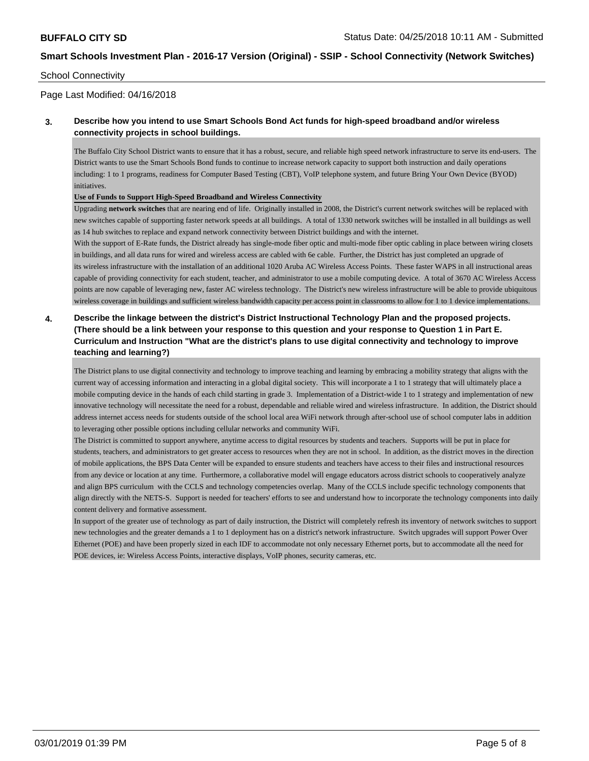## School Connectivity

Page Last Modified: 04/16/2018

**3. Describe how you intend to use Smart Schools Bond Act funds for high-speed broadband and/or wireless connectivity projects in school buildings.**

The Buffalo City School District wants to ensure that it has a robust, secure, and reliable high speed network infrastructure to serve its end-users. The District wants to use the Smart Schools Bond funds to continue to increase network capacity to support both instruction and daily operations including: 1 to 1 programs, readiness for Computer Based Testing (CBT), VoIP telephone system, and future Bring Your Own Device (BYOD) initiatives.

**Use of Funds to Support High-Speed Broadband and Wireless Connectivity**

Upgrading **network switches** that are nearing end of life. Originally installed in 2008, the District's current network switches will be replaced with new switches capable of supporting faster network speeds at all buildings. A total of 1330 network switches will be installed in all buildings as well as 14 hub switches to replace and expand network connectivity between District buildings and with the internet.

With the support of E-Rate funds, the District already has single-mode fiber optic and multi-mode fiber optic cabling in place between wiring closets in buildings, and all data runs for wired and wireless access are cabled with 6e cable. Further, the District has just completed an upgrade of its wireless infrastructure with the installation of an additional 1020 Aruba AC Wireless Access Points. These faster WAPS in all instructional areas capable of providing connectivity for each student, teacher, and administrator to use a mobile computing device. A total of 3670 AC Wireless Access points are now capable of leveraging new, faster AC wireless technology. The District's new wireless infrastructure will be able to provide ubiquitous wireless coverage in buildings and sufficient wireless bandwidth capacity per access point in classrooms to allow for 1 to 1 device implementations.

**4. Describe the linkage between the district's District Instructional Technology Plan and the proposed projects. (There should be a link between your response to this question and your response to Question 1 in Part E. Curriculum and Instruction "What are the district's plans to use digital connectivity and technology to improve teaching and learning?)**

The District plans to use digital connectivity and technology to improve teaching and learning by embracing a mobility strategy that aligns with the current way of accessing information and interacting in a global digital society. This will incorporate a 1 to 1 strategy that will ultimately place a mobile computing device in the hands of each child starting in grade 3. Implementation of a District-wide 1 to 1 strategy and implementation of new innovative technology will necessitate the need for a robust, dependable and reliable wired and wireless infrastructure. In addition, the District should address internet access needs for students outside of the school local area WiFi network through after-school use of school computer labs in addition to leveraging other possible options including cellular networks and community WiFi.

The District is committed to support anywhere, anytime access to digital resources by students and teachers. Supports will be put in place for students, teachers, and administrators to get greater access to resources when they are not in school. In addition, as the district moves in the direction of mobile applications, the BPS Data Center will be expanded to ensure students and teachers have access to their files and instructional resources from any device or location at any time. Furthermore, a collaborative model will engage educators across district schools to cooperatively analyze and align BPS curriculum with the CCLS and technology competencies overlap. Many of the CCLS include specific technology components that align directly with the NETS-S. Support is needed for teachers' efforts to see and understand how to incorporate the technology components into daily content delivery and formative assessment.

In support of the greater use of technology as part of daily instruction, the District will completely refresh its inventory of network switches to support new technologies and the greater demands a 1 to 1 deployment has on a district's network infrastructure. Switch upgrades will support Power Over Ethernet (POE) and have been properly sized in each IDF to accommodate not only necessary Ethernet ports, but to accommodate all the need for POE devices, ie: Wireless Access Points, interactive displays, VoIP phones, security cameras, etc.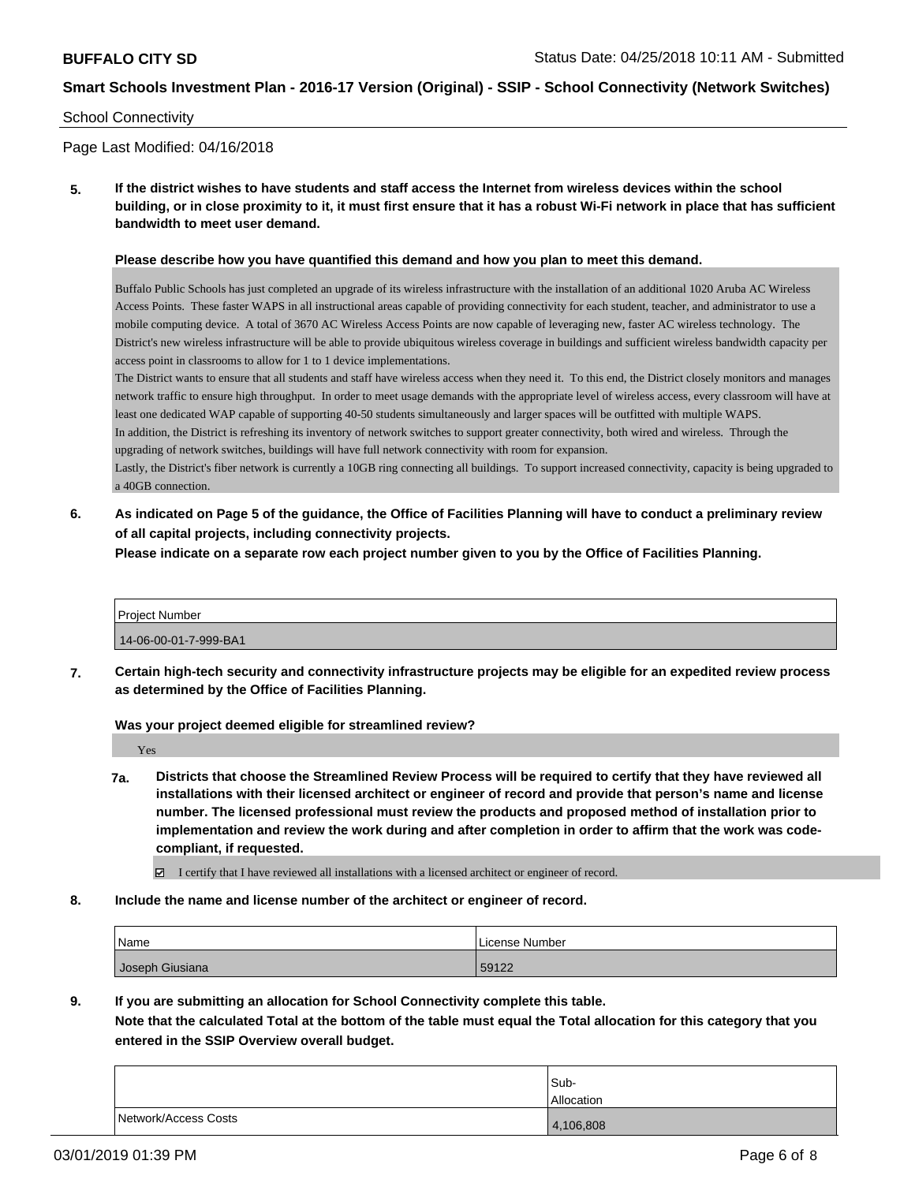School Connectivity

Page Last Modified: 04/16/2018

**5. If the district wishes to have students and staff access the Internet from wireless devices within the school building, or in close proximity to it, it must first ensure that it has a robust Wi-Fi network in place that has sufficient bandwidth to meet user demand.**

**Please describe how you have quantified this demand and how you plan to meet this demand.**

Buffalo Public Schools has just completed an upgrade of its wireless infrastructure with the installation of an additional 1020 Aruba AC Wireless Access Points. These faster WAPS in all instructional areas capable of providing connectivity for each student, teacher, and administrator to use a mobile computing device. A total of 3670 AC Wireless Access Points are now capable of leveraging new, faster AC wireless technology. The District's new wireless infrastructure will be able to provide ubiquitous wireless coverage in buildings and sufficient wireless bandwidth capacity per access point in classrooms to allow for 1 to 1 device implementations.

The District wants to ensure that all students and staff have wireless access when they need it. To this end, the District closely monitors and manages network traffic to ensure high throughput. In order to meet usage demands with the appropriate level of wireless access, every classroom will have at least one dedicated WAP capable of supporting 40-50 students simultaneously and larger spaces will be outfitted with multiple WAPS.

In addition, the District is refreshing its inventory of network switches to support greater connectivity, both wired and wireless. Through the upgrading of network switches, buildings will have full network connectivity with room for expansion.

Lastly, the District's fiber network is currently a 10GB ring connecting all buildings. To support increased connectivity, capacity is being upgraded to a 40GB connection.

**6. As indicated on Page 5 of the guidance, the Office of Facilities Planning will have to conduct a preliminary review of all capital projects, including connectivity projects.**
**Please indicate on a separate row each project number given to you by the Office of Facilities Planning.**

| Project Number |
| --- |
| 14-06-00-01-7-999-BA1 |

**7. Certain high-tech security and connectivity infrastructure projects may be eligible for an expedited review process as determined by the Office of Facilities Planning.**

**Was your project deemed eligible for streamlined review?**

Yes

**7a. Districts that choose the Streamlined Review Process will be required to certify that they have reviewed all installations with their licensed architect or engineer of record and provide that person's name and license number. The licensed professional must review the products and proposed method of installation prior to implementation and review the work during and after completion in order to affirm that the work was code-compliant, if requested.**

☑ I certify that I have reviewed all installations with a licensed architect or engineer of record.

**8. Include the name and license number of the architect or engineer of record.**

| Name | License Number |
| --- | --- |
| Joseph Giusiana | 59122 |

**9. If you are submitting an allocation for School Connectivity complete this table.**
**Note that the calculated Total at the bottom of the table must equal the Total allocation for this category that you entered in the SSIP Overview overall budget.**

| | Sub-Allocation |
| --- | --- |
| Network/Access Costs | 4,106,808 |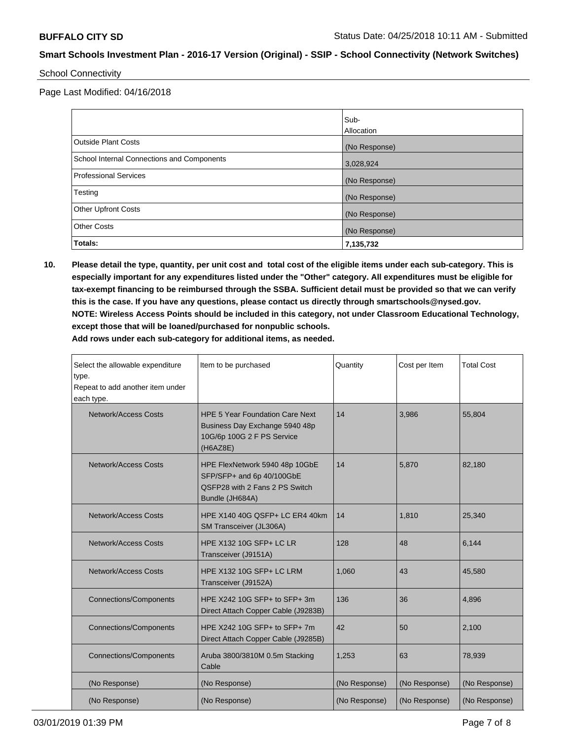School Connectivity

Page Last Modified: 04/16/2018

| | Sub-Allocation |
|---|---|
| Outside Plant Costs | (No Response) |
| School Internal Connections and Components | 3,028,924 |
| Professional Services | (No Response) |
| Testing | (No Response) |
| Other Upfront Costs | (No Response) |
| Other Costs | (No Response) |
| **Totals:** | **7,135,732** |

**10. Please detail the type, quantity, per unit cost and total cost of the eligible items under each sub-category. This is especially important for any expenditures listed under the "Other" category. All expenditures must be eligible for tax-exempt financing to be reimbursed through the SSBA. Sufficient detail must be provided so that we can verify this is the case. If you have any questions, please contact us directly through smartschools@nysed.gov.**
**NOTE: Wireless Access Points should be included in this category, not under Classroom Educational Technology, except those that will be loaned/purchased for nonpublic schools.**
**Add rows under each sub-category for additional items, as needed.**

| Select the allowable expenditure type. Repeat to add another item under each type. | Item to be purchased | Quantity | Cost per Item | Total Cost |
|---|---|---|---|---|
| Network/Access Costs | HPE 5 Year Foundation Care Next Business Day Exchange 5940 48p 10G/6p 100G 2 F PS Service (H6AZ8E) | 14 | 3,986 | 55,804 |
| Network/Access Costs | HPE FlexNetwork 5940 48p 10GbE SFP/SFP+ and 6p 40/100GbE QSFP28 with 2 Fans 2 PS Switch Bundle (JH684A) | 14 | 5,870 | 82,180 |
| Network/Access Costs | HPE X140 40G QSFP+ LC ER4 40km SM Transceiver (JL306A) | 14 | 1,810 | 25,340 |
| Network/Access Costs | HPE X132 10G SFP+ LC LR Transceiver (J9151A) | 128 | 48 | 6,144 |
| Network/Access Costs | HPE X132 10G SFP+ LC LRM Transceiver (J9152A) | 1,060 | 43 | 45,580 |
| Connections/Components | HPE X242 10G SFP+ to SFP+ 3m Direct Attach Copper Cable (J9283B) | 136 | 36 | 4,896 |
| Connections/Components | HPE X242 10G SFP+ to SFP+ 7m Direct Attach Copper Cable (J9285B) | 42 | 50 | 2,100 |
| Connections/Components | Aruba 3800/3810M 0.5m Stacking Cable | 1,253 | 63 | 78,939 |
| (No Response) | (No Response) | (No Response) | (No Response) | (No Response) |
| (No Response) | (No Response) | (No Response) | (No Response) | (No Response) |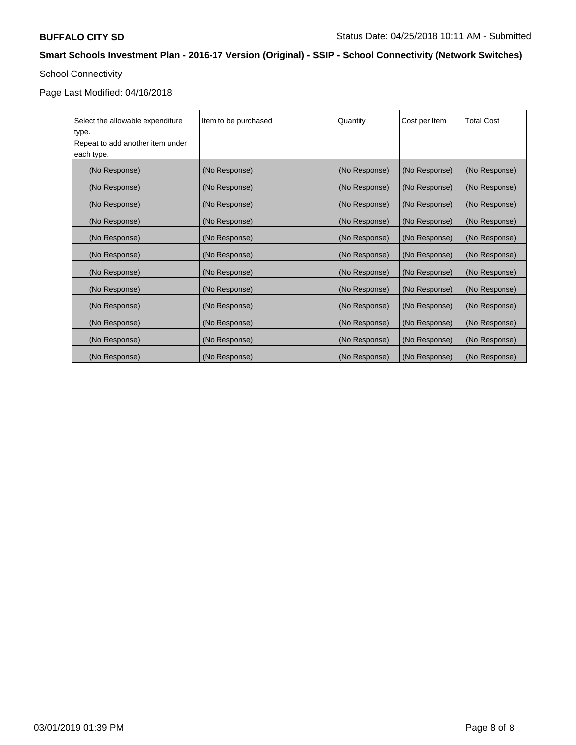## Smart Schools Investment Plan - 2016-17 Version (Original) - SSIP - School Connectivity (Network Switches)

School Connectivity

Page Last Modified: 04/16/2018

| Select the allowable expenditure type.<br>Repeat to add another item under each type. | Item to be purchased | Quantity | Cost per Item | Total Cost |
|---|---|---|---|---|
| (No Response) | (No Response) | (No Response) | (No Response) | (No Response) |
| (No Response) | (No Response) | (No Response) | (No Response) | (No Response) |
| (No Response) | (No Response) | (No Response) | (No Response) | (No Response) |
| (No Response) | (No Response) | (No Response) | (No Response) | (No Response) |
| (No Response) | (No Response) | (No Response) | (No Response) | (No Response) |
| (No Response) | (No Response) | (No Response) | (No Response) | (No Response) |
| (No Response) | (No Response) | (No Response) | (No Response) | (No Response) |
| (No Response) | (No Response) | (No Response) | (No Response) | (No Response) |
| (No Response) | (No Response) | (No Response) | (No Response) | (No Response) |
| (No Response) | (No Response) | (No Response) | (No Response) | (No Response) |
| (No Response) | (No Response) | (No Response) | (No Response) | (No Response) |
| (No Response) | (No Response) | (No Response) | (No Response) | (No Response) |